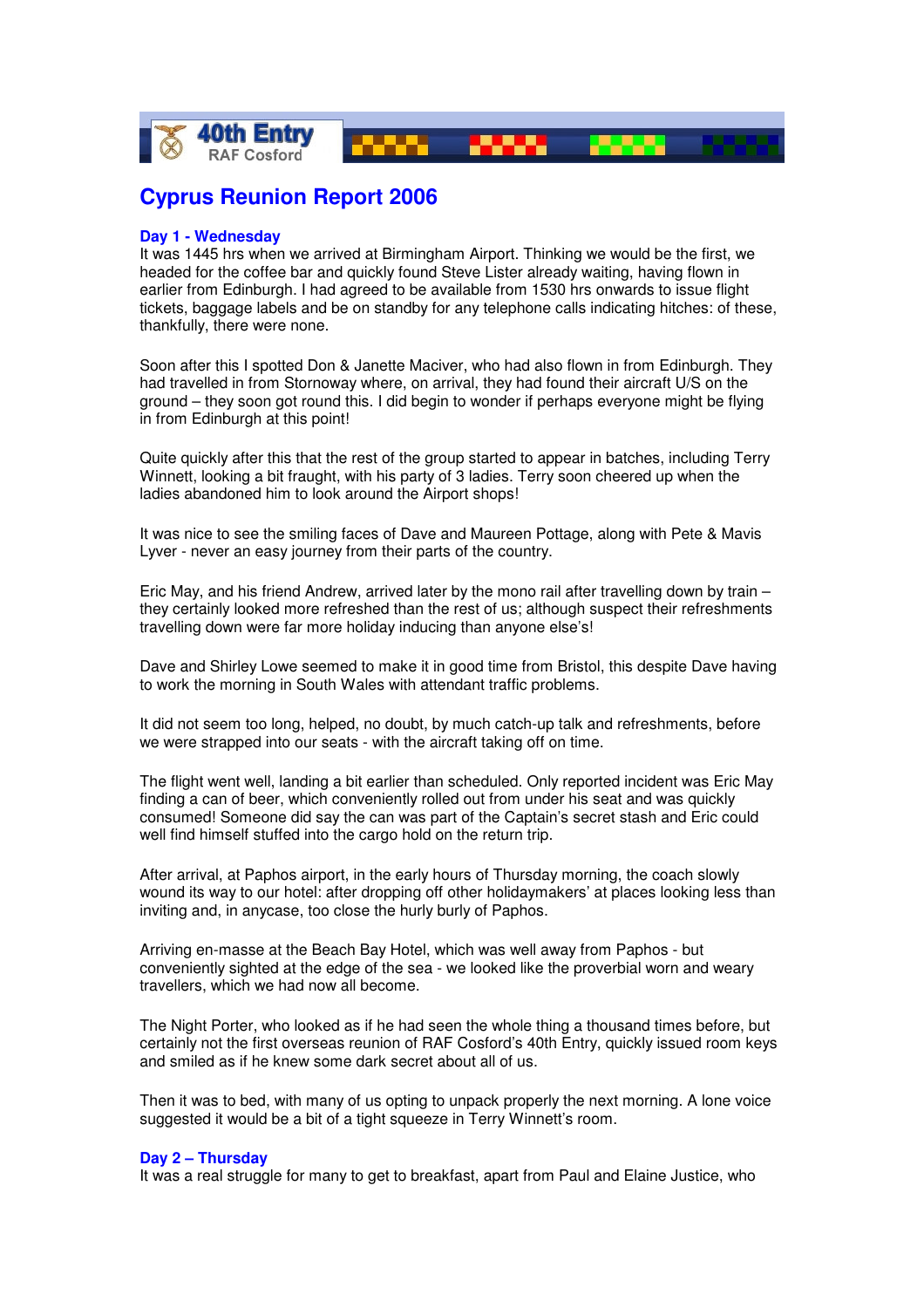40th Entry
RAF Cosford

# Cyprus Reunion Report 2006

### Day 1 - Wednesday

It was 1445 hrs when we arrived at Birmingham Airport. Thinking we would be the first, we headed for the coffee bar and quickly found Steve Lister already waiting, having flown in earlier from Edinburgh. I had agreed to be available from 1530 hrs onwards to issue flight tickets, baggage labels and be on standby for any telephone calls indicating hitches: of these, thankfully, there were none.

Soon after this I spotted Don & Janette Maciver, who had also flown in from Edinburgh. They had travelled in from Stornoway where, on arrival, they had found their aircraft U/S on the ground – they soon got round this. I did begin to wonder if perhaps everyone might be flying in from Edinburgh at this point!

Quite quickly after this that the rest of the group started to appear in batches, including Terry Winnett, looking a bit fraught, with his party of 3 ladies. Terry soon cheered up when the ladies abandoned him to look around the Airport shops!

It was nice to see the smiling faces of Dave and Maureen Pottage, along with Pete & Mavis Lyver - never an easy journey from their parts of the country.

Eric May, and his friend Andrew, arrived later by the mono rail after travelling down by train – they certainly looked more refreshed than the rest of us; although suspect their refreshments travelling down were far more holiday inducing than anyone else's!

Dave and Shirley Lowe seemed to make it in good time from Bristol, this despite Dave having to work the morning in South Wales with attendant traffic problems.

It did not seem too long, helped, no doubt, by much catch-up talk and refreshments, before we were strapped into our seats - with the aircraft taking off on time.

The flight went well, landing a bit earlier than scheduled. Only reported incident was Eric May finding a can of beer, which conveniently rolled out from under his seat and was quickly consumed! Someone did say the can was part of the Captain's secret stash and Eric could well find himself stuffed into the cargo hold on the return trip.

After arrival, at Paphos airport, in the early hours of Thursday morning, the coach slowly wound its way to our hotel: after dropping off other holidaymakers' at places looking less than inviting and, in anycase, too close the hurly burly of Paphos.

Arriving en-masse at the Beach Bay Hotel, which was well away from Paphos - but conveniently sighted at the edge of the sea - we looked like the proverbial worn and weary travellers, which we had now all become.

The Night Porter, who looked as if he had seen the whole thing a thousand times before, but certainly not the first overseas reunion of RAF Cosford's 40th Entry, quickly issued room keys and smiled as if he knew some dark secret about all of us.

Then it was to bed, with many of us opting to unpack properly the next morning. A lone voice suggested it would be a bit of a tight squeeze in Terry Winnett's room.

### Day 2 – Thursday

It was a real struggle for many to get to breakfast, apart from Paul and Elaine Justice, who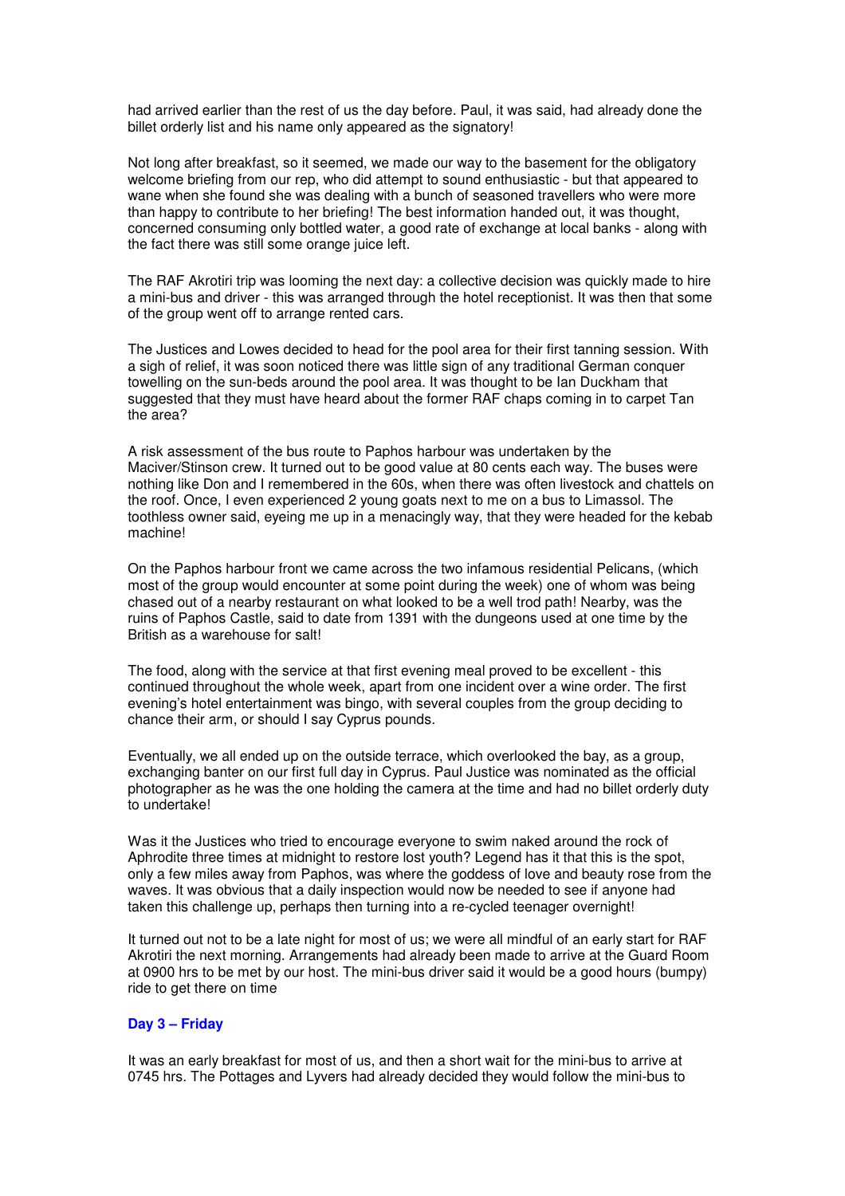had arrived earlier than the rest of us the day before. Paul, it was said, had already done the billet orderly list and his name only appeared as the signatory!

Not long after breakfast, so it seemed, we made our way to the basement for the obligatory welcome briefing from our rep, who did attempt to sound enthusiastic - but that appeared to wane when she found she was dealing with a bunch of seasoned travellers who were more than happy to contribute to her briefing! The best information handed out, it was thought, concerned consuming only bottled water, a good rate of exchange at local banks - along with the fact there was still some orange juice left.

The RAF Akrotiri trip was looming the next day: a collective decision was quickly made to hire a mini-bus and driver - this was arranged through the hotel receptionist. It was then that some of the group went off to arrange rented cars.

The Justices and Lowes decided to head for the pool area for their first tanning session. With a sigh of relief, it was soon noticed there was little sign of any traditional German conquer towelling on the sun-beds around the pool area. It was thought to be Ian Duckham that suggested that they must have heard about the former RAF chaps coming in to carpet Tan the area?

A risk assessment of the bus route to Paphos harbour was undertaken by the Maciver/Stinson crew. It turned out to be good value at 80 cents each way. The buses were nothing like Don and I remembered in the 60s, when there was often livestock and chattels on the roof. Once, I even experienced 2 young goats next to me on a bus to Limassol. The toothless owner said, eyeing me up in a menacingly way, that they were headed for the kebab machine!

On the Paphos harbour front we came across the two infamous residential Pelicans, (which most of the group would encounter at some point during the week) one of whom was being chased out of a nearby restaurant on what looked to be a well trod path! Nearby, was the ruins of Paphos Castle, said to date from 1391 with the dungeons used at one time by the British as a warehouse for salt!

The food, along with the service at that first evening meal proved to be excellent - this continued throughout the whole week, apart from one incident over a wine order. The first evening's hotel entertainment was bingo, with several couples from the group deciding to chance their arm, or should I say Cyprus pounds.

Eventually, we all ended up on the outside terrace, which overlooked the bay, as a group, exchanging banter on our first full day in Cyprus. Paul Justice was nominated as the official photographer as he was the one holding the camera at the time and had no billet orderly duty to undertake!

Was it the Justices who tried to encourage everyone to swim naked around the rock of Aphrodite three times at midnight to restore lost youth? Legend has it that this is the spot, only a few miles away from Paphos, was where the goddess of love and beauty rose from the waves. It was obvious that a daily inspection would now be needed to see if anyone had taken this challenge up, perhaps then turning into a re-cycled teenager overnight!

It turned out not to be a late night for most of us; we were all mindful of an early start for RAF Akrotiri the next morning. Arrangements had already been made to arrive at the Guard Room at 0900 hrs to be met by our host. The mini-bus driver said it would be a good hours (bumpy) ride to get there on time

### Day 3 – Friday

It was an early breakfast for most of us, and then a short wait for the mini-bus to arrive at 0745 hrs. The Pottages and Lyvers had already decided they would follow the mini-bus to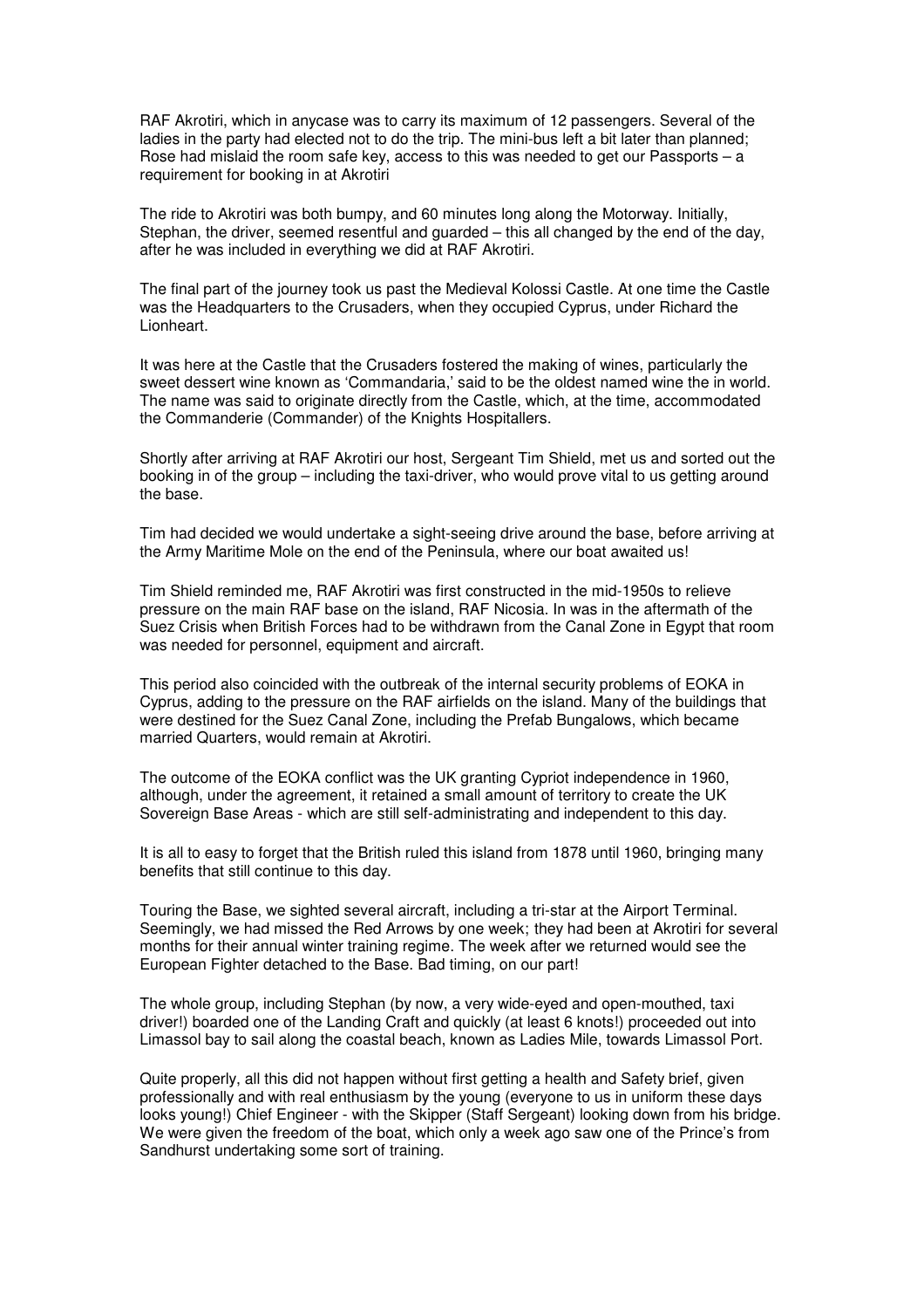RAF Akrotiri, which in anycase was to carry its maximum of 12 passengers. Several of the ladies in the party had elected not to do the trip. The mini-bus left a bit later than planned; Rose had mislaid the room safe key, access to this was needed to get our Passports – a requirement for booking in at Akrotiri

The ride to Akrotiri was both bumpy, and 60 minutes long along the Motorway. Initially, Stephan, the driver, seemed resentful and guarded – this all changed by the end of the day, after he was included in everything we did at RAF Akrotiri.

The final part of the journey took us past the Medieval Kolossi Castle. At one time the Castle was the Headquarters to the Crusaders, when they occupied Cyprus, under Richard the Lionheart.

It was here at the Castle that the Crusaders fostered the making of wines, particularly the sweet dessert wine known as 'Commandaria,' said to be the oldest named wine the in world. The name was said to originate directly from the Castle, which, at the time, accommodated the Commanderie (Commander) of the Knights Hospitallers.

Shortly after arriving at RAF Akrotiri our host, Sergeant Tim Shield, met us and sorted out the booking in of the group – including the taxi-driver, who would prove vital to us getting around the base.

Tim had decided we would undertake a sight-seeing drive around the base, before arriving at the Army Maritime Mole on the end of the Peninsula, where our boat awaited us!

Tim Shield reminded me, RAF Akrotiri was first constructed in the mid-1950s to relieve pressure on the main RAF base on the island, RAF Nicosia. In was in the aftermath of the Suez Crisis when British Forces had to be withdrawn from the Canal Zone in Egypt that room was needed for personnel, equipment and aircraft.

This period also coincided with the outbreak of the internal security problems of EOKA in Cyprus, adding to the pressure on the RAF airfields on the island. Many of the buildings that were destined for the Suez Canal Zone, including the Prefab Bungalows, which became married Quarters, would remain at Akrotiri.

The outcome of the EOKA conflict was the UK granting Cypriot independence in 1960, although, under the agreement, it retained a small amount of territory to create the UK Sovereign Base Areas - which are still self-administrating and independent to this day.

It is all to easy to forget that the British ruled this island from 1878 until 1960, bringing many benefits that still continue to this day.

Touring the Base, we sighted several aircraft, including a tri-star at the Airport Terminal. Seemingly, we had missed the Red Arrows by one week; they had been at Akrotiri for several months for their annual winter training regime. The week after we returned would see the European Fighter detached to the Base. Bad timing, on our part!

The whole group, including Stephan (by now, a very wide-eyed and open-mouthed, taxi driver!) boarded one of the Landing Craft and quickly (at least 6 knots!) proceeded out into Limassol bay to sail along the coastal beach, known as Ladies Mile, towards Limassol Port.

Quite properly, all this did not happen without first getting a health and Safety brief, given professionally and with real enthusiasm by the young (everyone to us in uniform these days looks young!) Chief Engineer - with the Skipper (Staff Sergeant) looking down from his bridge. We were given the freedom of the boat, which only a week ago saw one of the Prince's from Sandhurst undertaking some sort of training.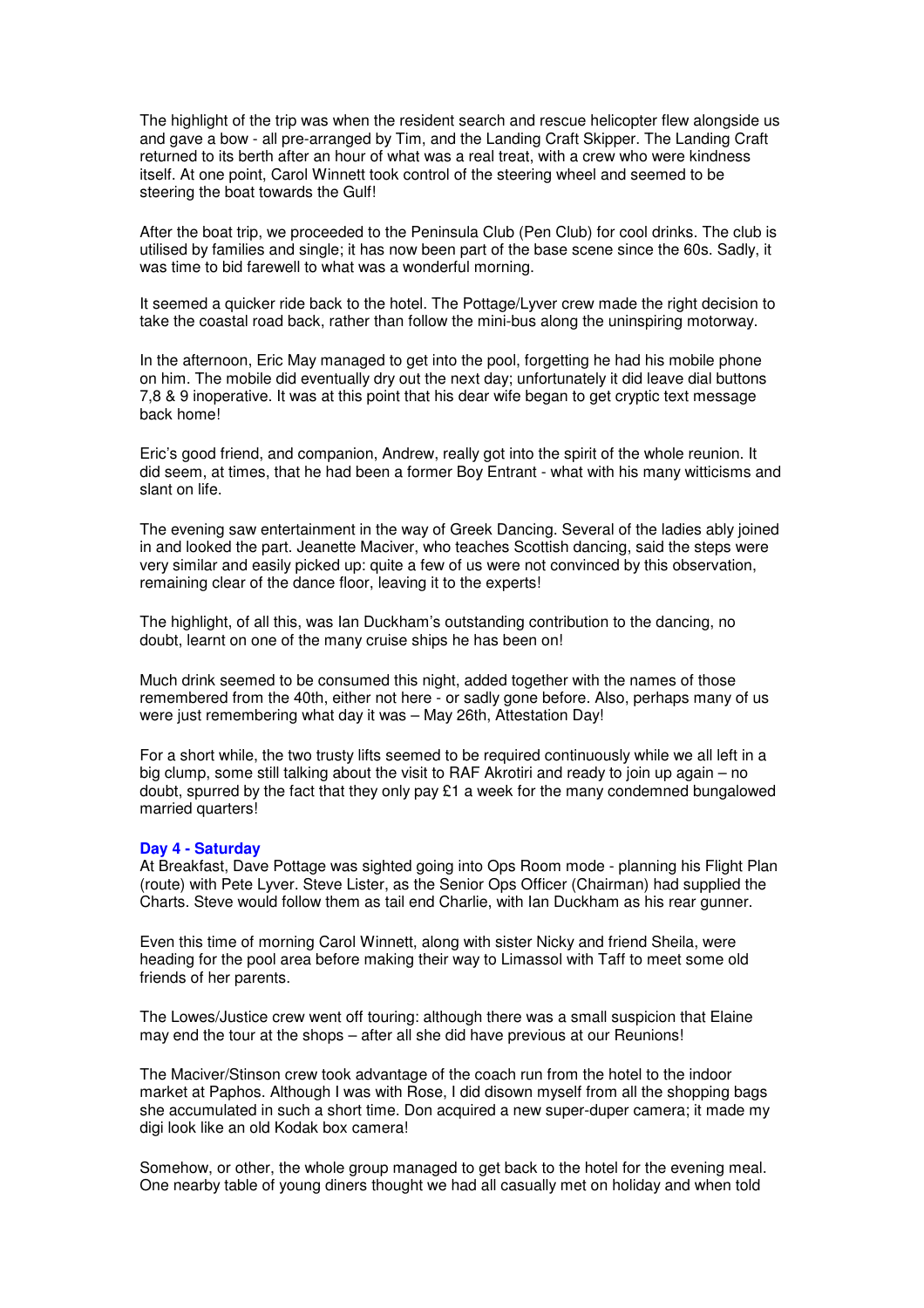The highlight of the trip was when the resident search and rescue helicopter flew alongside us and gave a bow - all pre-arranged by Tim, and the Landing Craft Skipper. The Landing Craft returned to its berth after an hour of what was a real treat, with a crew who were kindness itself. At one point, Carol Winnett took control of the steering wheel and seemed to be steering the boat towards the Gulf!

After the boat trip, we proceeded to the Peninsula Club (Pen Club) for cool drinks. The club is utilised by families and single; it has now been part of the base scene since the 60s. Sadly, it was time to bid farewell to what was a wonderful morning.

It seemed a quicker ride back to the hotel. The Pottage/Lyver crew made the right decision to take the coastal road back, rather than follow the mini-bus along the uninspiring motorway.

In the afternoon, Eric May managed to get into the pool, forgetting he had his mobile phone on him. The mobile did eventually dry out the next day; unfortunately it did leave dial buttons 7,8 & 9 inoperative. It was at this point that his dear wife began to get cryptic text message back home!

Eric's good friend, and companion, Andrew, really got into the spirit of the whole reunion. It did seem, at times, that he had been a former Boy Entrant - what with his many witticisms and slant on life.

The evening saw entertainment in the way of Greek Dancing. Several of the ladies ably joined in and looked the part. Jeanette Maciver, who teaches Scottish dancing, said the steps were very similar and easily picked up: quite a few of us were not convinced by this observation, remaining clear of the dance floor, leaving it to the experts!

The highlight, of all this, was Ian Duckham's outstanding contribution to the dancing, no doubt, learnt on one of the many cruise ships he has been on!

Much drink seemed to be consumed this night, added together with the names of those remembered from the 40th, either not here - or sadly gone before. Also, perhaps many of us were just remembering what day it was – May 26th, Attestation Day!

For a short while, the two trusty lifts seemed to be required continuously while we all left in a big clump, some still talking about the visit to RAF Akrotiri and ready to join up again – no doubt, spurred by the fact that they only pay £1 a week for the many condemned bungalowed married quarters!

### Day 4 - Saturday

At Breakfast, Dave Pottage was sighted going into Ops Room mode - planning his Flight Plan (route) with Pete Lyver. Steve Lister, as the Senior Ops Officer (Chairman) had supplied the Charts. Steve would follow them as tail end Charlie, with Ian Duckham as his rear gunner.

Even this time of morning Carol Winnett, along with sister Nicky and friend Sheila, were heading for the pool area before making their way to Limassol with Taff to meet some old friends of her parents.

The Lowes/Justice crew went off touring: although there was a small suspicion that Elaine may end the tour at the shops – after all she did have previous at our Reunions!

The Maciver/Stinson crew took advantage of the coach run from the hotel to the indoor market at Paphos. Although I was with Rose, I did disown myself from all the shopping bags she accumulated in such a short time. Don acquired a new super-duper camera; it made my digi look like an old Kodak box camera!

Somehow, or other, the whole group managed to get back to the hotel for the evening meal. One nearby table of young diners thought we had all casually met on holiday and when told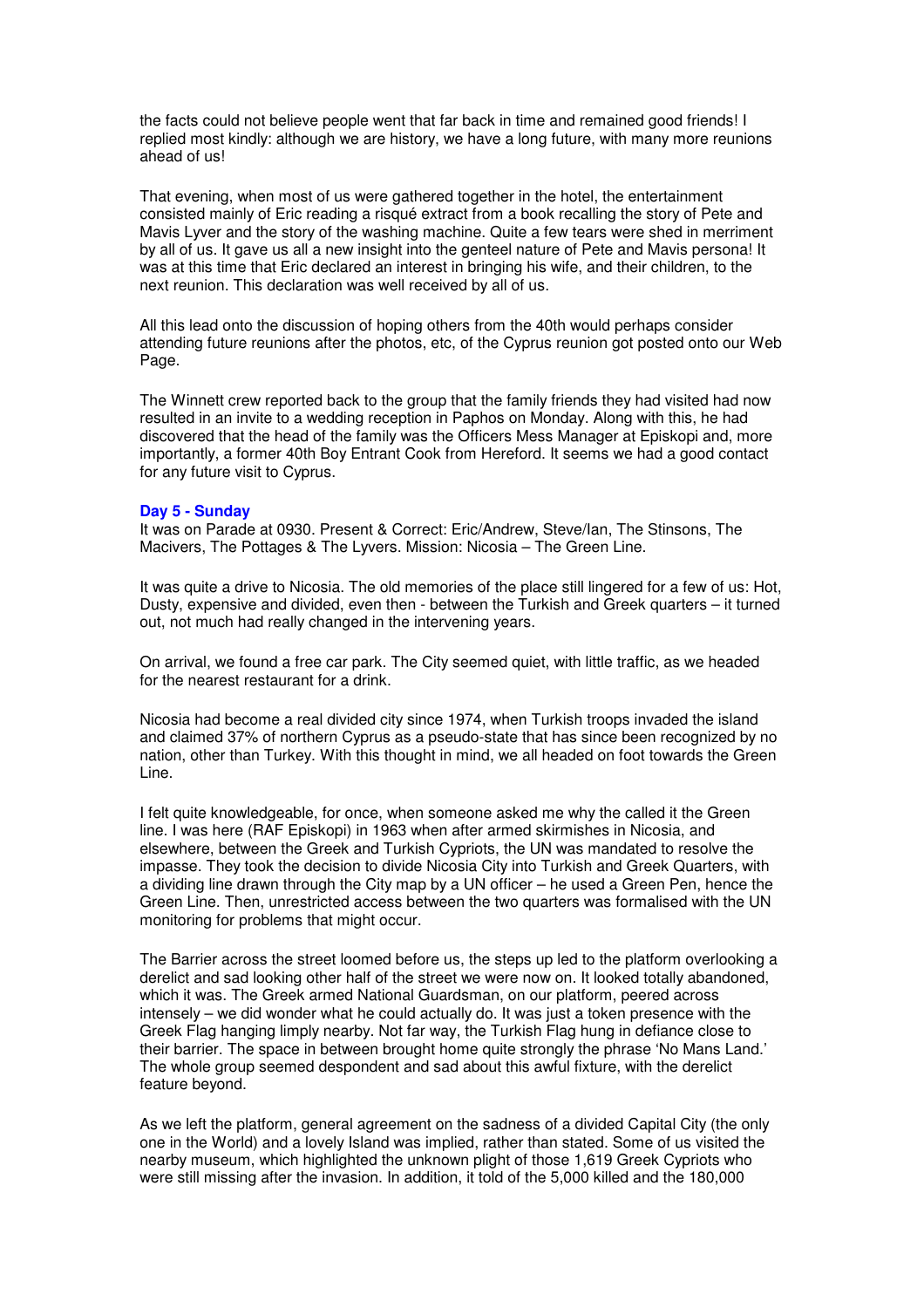the facts could not believe people went that far back in time and remained good friends! I replied most kindly: although we are history, we have a long future, with many more reunions ahead of us!

That evening, when most of us were gathered together in the hotel, the entertainment consisted mainly of Eric reading a risqué extract from a book recalling the story of Pete and Mavis Lyver and the story of the washing machine. Quite a few tears were shed in merriment by all of us. It gave us all a new insight into the genteel nature of Pete and Mavis persona! It was at this time that Eric declared an interest in bringing his wife, and their children, to the next reunion. This declaration was well received by all of us.

All this lead onto the discussion of hoping others from the 40th would perhaps consider attending future reunions after the photos, etc, of the Cyprus reunion got posted onto our Web Page.

The Winnett crew reported back to the group that the family friends they had visited had now resulted in an invite to a wedding reception in Paphos on Monday. Along with this, he had discovered that the head of the family was the Officers Mess Manager at Episkopi and, more importantly, a former 40th Boy Entrant Cook from Hereford. It seems we had a good contact for any future visit to Cyprus.

**Day 5 - Sunday**

It was on Parade at 0930. Present & Correct: Eric/Andrew, Steve/Ian, The Stinsons, The Macivers, The Pottages & The Lyvers. Mission: Nicosia – The Green Line.

It was quite a drive to Nicosia. The old memories of the place still lingered for a few of us: Hot, Dusty, expensive and divided, even then - between the Turkish and Greek quarters – it turned out, not much had really changed in the intervening years.

On arrival, we found a free car park. The City seemed quiet, with little traffic, as we headed for the nearest restaurant for a drink.

Nicosia had become a real divided city since 1974, when Turkish troops invaded the island and claimed 37% of northern Cyprus as a pseudo-state that has since been recognized by no nation, other than Turkey. With this thought in mind, we all headed on foot towards the Green Line.

I felt quite knowledgeable, for once, when someone asked me why the called it the Green line. I was here (RAF Episkopi) in 1963 when after armed skirmishes in Nicosia, and elsewhere, between the Greek and Turkish Cypriots, the UN was mandated to resolve the impasse. They took the decision to divide Nicosia City into Turkish and Greek Quarters, with a dividing line drawn through the City map by a UN officer – he used a Green Pen, hence the Green Line. Then, unrestricted access between the two quarters was formalised with the UN monitoring for problems that might occur.

The Barrier across the street loomed before us, the steps up led to the platform overlooking a derelict and sad looking other half of the street we were now on. It looked totally abandoned, which it was. The Greek armed National Guardsman, on our platform, peered across intensely – we did wonder what he could actually do. It was just a token presence with the Greek Flag hanging limply nearby. Not far way, the Turkish Flag hung in defiance close to their barrier. The space in between brought home quite strongly the phrase 'No Mans Land.' The whole group seemed despondent and sad about this awful fixture, with the derelict feature beyond.

As we left the platform, general agreement on the sadness of a divided Capital City (the only one in the World) and a lovely Island was implied, rather than stated. Some of us visited the nearby museum, which highlighted the unknown plight of those 1,619 Greek Cypriots who were still missing after the invasion. In addition, it told of the 5,000 killed and the 180,000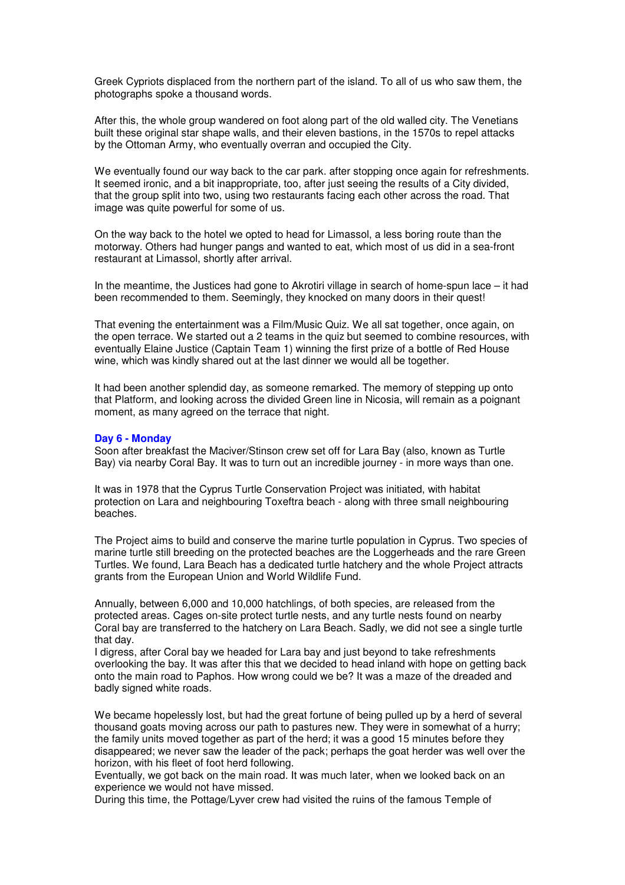Greek Cypriots displaced from the northern part of the island. To all of us who saw them, the photographs spoke a thousand words.

After this, the whole group wandered on foot along part of the old walled city. The Venetians built these original star shape walls, and their eleven bastions, in the 1570s to repel attacks by the Ottoman Army, who eventually overran and occupied the City.

We eventually found our way back to the car park. after stopping once again for refreshments. It seemed ironic, and a bit inappropriate, too, after just seeing the results of a City divided, that the group split into two, using two restaurants facing each other across the road. That image was quite powerful for some of us.

On the way back to the hotel we opted to head for Limassol, a less boring route than the motorway. Others had hunger pangs and wanted to eat, which most of us did in a sea-front restaurant at Limassol, shortly after arrival.

In the meantime, the Justices had gone to Akrotiri village in search of home-spun lace – it had been recommended to them. Seemingly, they knocked on many doors in their quest!

That evening the entertainment was a Film/Music Quiz. We all sat together, once again, on the open terrace. We started out a 2 teams in the quiz but seemed to combine resources, with eventually Elaine Justice (Captain Team 1) winning the first prize of a bottle of Red House wine, which was kindly shared out at the last dinner we would all be together.

It had been another splendid day, as someone remarked. The memory of stepping up onto that Platform, and looking across the divided Green line in Nicosia, will remain as a poignant moment, as many agreed on the terrace that night.

**Day 6 - Monday**

Soon after breakfast the Maciver/Stinson crew set off for Lara Bay (also, known as Turtle Bay) via nearby Coral Bay. It was to turn out an incredible journey - in more ways than one.

It was in 1978 that the Cyprus Turtle Conservation Project was initiated, with habitat protection on Lara and neighbouring Toxeftra beach - along with three small neighbouring beaches.

The Project aims to build and conserve the marine turtle population in Cyprus. Two species of marine turtle still breeding on the protected beaches are the Loggerheads and the rare Green Turtles. We found, Lara Beach has a dedicated turtle hatchery and the whole Project attracts grants from the European Union and World Wildlife Fund.

Annually, between 6,000 and 10,000 hatchlings, of both species, are released from the protected areas. Cages on-site protect turtle nests, and any turtle nests found on nearby Coral bay are transferred to the hatchery on Lara Beach. Sadly, we did not see a single turtle that day.

I digress, after Coral bay we headed for Lara bay and just beyond to take refreshments overlooking the bay. It was after this that we decided to head inland with hope on getting back onto the main road to Paphos. How wrong could we be? It was a maze of the dreaded and badly signed white roads.

We became hopelessly lost, but had the great fortune of being pulled up by a herd of several thousand goats moving across our path to pastures new. They were in somewhat of a hurry; the family units moved together as part of the herd; it was a good 15 minutes before they disappeared; we never saw the leader of the pack; perhaps the goat herder was well over the horizon, with his fleet of foot herd following.

Eventually, we got back on the main road. It was much later, when we looked back on an experience we would not have missed.

During this time, the Pottage/Lyver crew had visited the ruins of the famous Temple of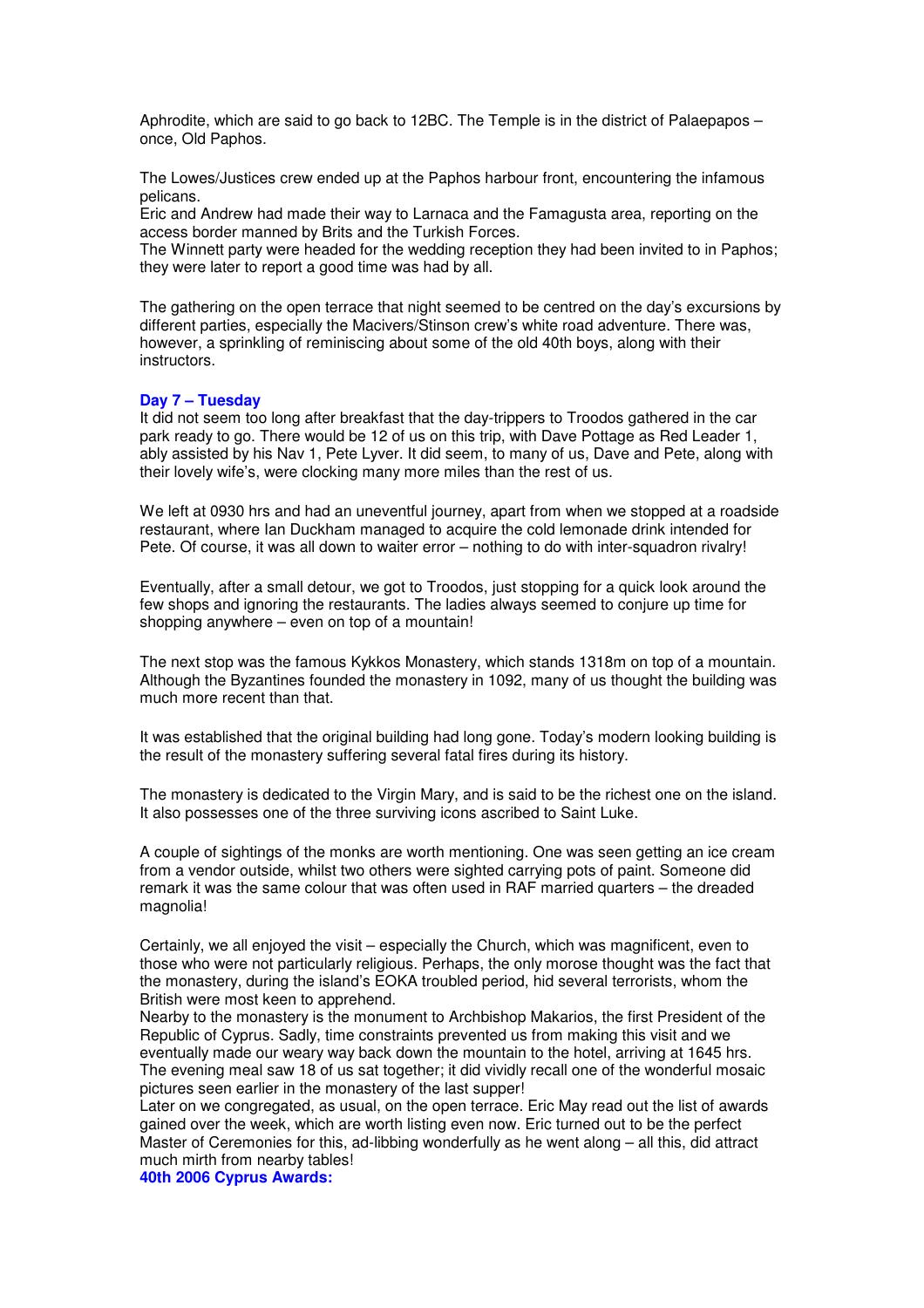Aphrodite, which are said to go back to 12BC. The Temple is in the district of Palaepapos – once, Old Paphos.

The Lowes/Justices crew ended up at the Paphos harbour front, encountering the infamous pelicans.
Eric and Andrew had made their way to Larnaca and the Famagusta area, reporting on the access border manned by Brits and the Turkish Forces.
The Winnett party were headed for the wedding reception they had been invited to in Paphos; they were later to report a good time was had by all.

The gathering on the open terrace that night seemed to be centred on the day's excursions by different parties, especially the Macivers/Stinson crew's white road adventure. There was, however, a sprinkling of reminiscing about some of the old 40th boys, along with their instructors.

**Day 7 – Tuesday**

It did not seem too long after breakfast that the day-trippers to Troodos gathered in the car park ready to go. There would be 12 of us on this trip, with Dave Pottage as Red Leader 1, ably assisted by his Nav 1, Pete Lyver. It did seem, to many of us, Dave and Pete, along with their lovely wife's, were clocking many more miles than the rest of us.

We left at 0930 hrs and had an uneventful journey, apart from when we stopped at a roadside restaurant, where Ian Duckham managed to acquire the cold lemonade drink intended for Pete. Of course, it was all down to waiter error – nothing to do with inter-squadron rivalry!

Eventually, after a small detour, we got to Troodos, just stopping for a quick look around the few shops and ignoring the restaurants. The ladies always seemed to conjure up time for shopping anywhere – even on top of a mountain!

The next stop was the famous Kykkos Monastery, which stands 1318m on top of a mountain. Although the Byzantines founded the monastery in 1092, many of us thought the building was much more recent than that.

It was established that the original building had long gone. Today's modern looking building is the result of the monastery suffering several fatal fires during its history.

The monastery is dedicated to the Virgin Mary, and is said to be the richest one on the island. It also possesses one of the three surviving icons ascribed to Saint Luke.

A couple of sightings of the monks are worth mentioning. One was seen getting an ice cream from a vendor outside, whilst two others were sighted carrying pots of paint. Someone did remark it was the same colour that was often used in RAF married quarters – the dreaded magnolia!

Certainly, we all enjoyed the visit – especially the Church, which was magnificent, even to those who were not particularly religious. Perhaps, the only morose thought was the fact that the monastery, during the island's EOKA troubled period, hid several terrorists, whom the British were most keen to apprehend.
Nearby to the monastery is the monument to Archbishop Makarios, the first President of the Republic of Cyprus. Sadly, time constraints prevented us from making this visit and we eventually made our weary way back down the mountain to the hotel, arriving at 1645 hrs.
The evening meal saw 18 of us sat together; it did vividly recall one of the wonderful mosaic pictures seen earlier in the monastery of the last supper!
Later on we congregated, as usual, on the open terrace. Eric May read out the list of awards gained over the week, which are worth listing even now. Eric turned out to be the perfect Master of Ceremonies for this, ad-libbing wonderfully as he went along – all this, did attract much mirth from nearby tables!

**40th 2006 Cyprus Awards:**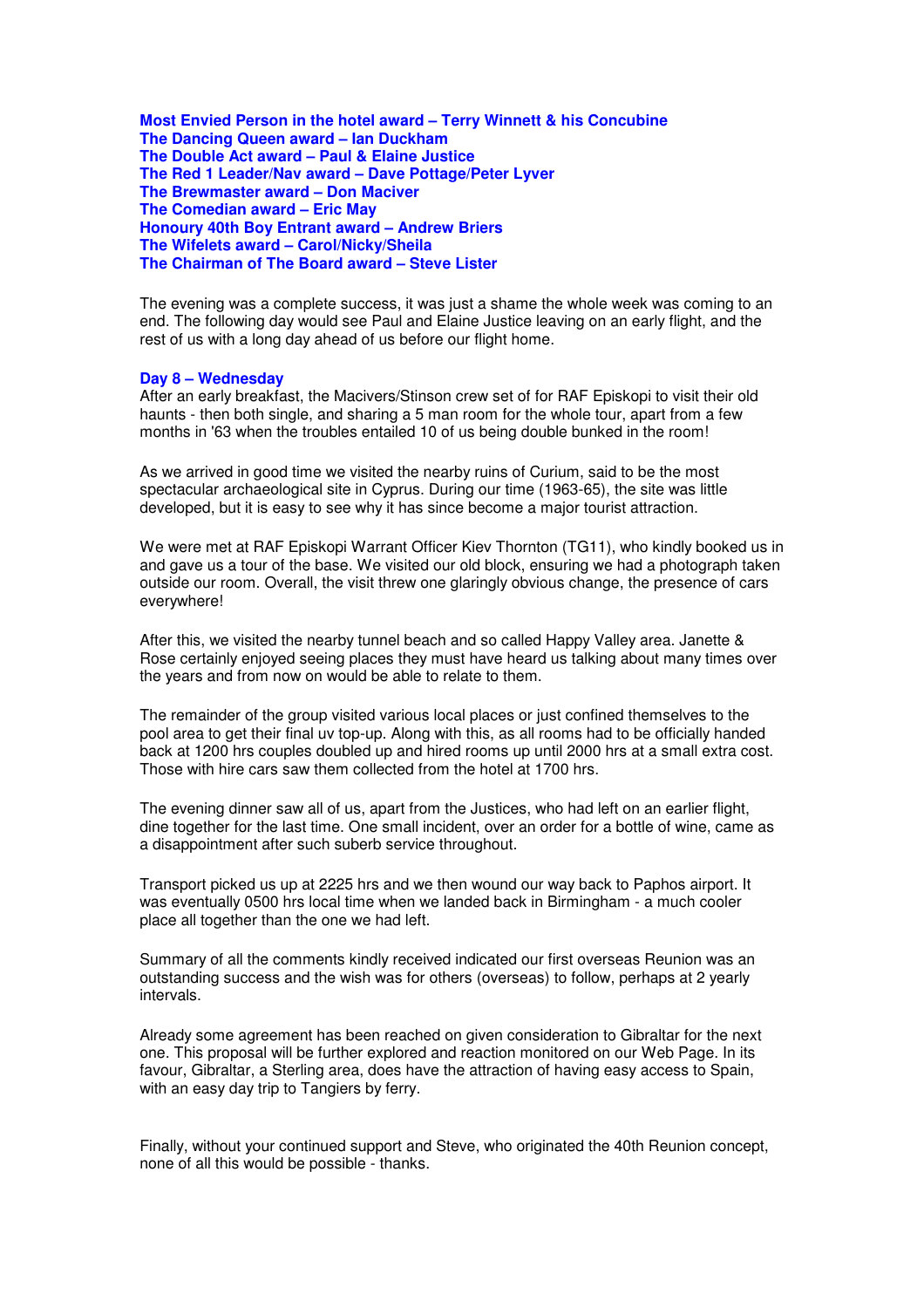**Most Envied Person in the hotel award – Terry Winnett & his Concubine**
**The Dancing Queen award – Ian Duckham**
**The Double Act award – Paul & Elaine Justice**
**The Red 1 Leader/Nav award – Dave Pottage/Peter Lyver**
**The Brewmaster award – Don Maciver**
**The Comedian award – Eric May**
**Honouy 40th Boy Entrant award – Andrew Briers**
**The Wifelets award – Carol/Nicky/Sheila**
**The Chairman of The Board award – Steve Lister**

The evening was a complete success, it was just a shame the whole week was coming to an end. The following day would see Paul and Elaine Justice leaving on an early flight, and the rest of us with a long day ahead of us before our flight home.

**Day 8 – Wednesday**

After an early breakfast, the Macivers/Stinson crew set of for RAF Episkopi to visit their old haunts - then both single, and sharing a 5 man room for the whole tour, apart from a few months in '63 when the troubles entailed 10 of us being double bunked in the room!

As we arrived in good time we visited the nearby ruins of Curium, said to be the most spectacular archaeological site in Cyprus. During our time (1963-65), the site was little developed, but it is easy to see why it has since become a major tourist attraction.

We were met at RAF Episkopi Warrant Officer Kiev Thornton (TG11), who kindly booked us in and gave us a tour of the base. We visited our old block, ensuring we had a photograph taken outside our room. Overall, the visit threw one glaringly obvious change, the presence of cars everywhere!

After this, we visited the nearby tunnel beach and so called Happy Valley area. Janette & Rose certainly enjoyed seeing places they must have heard us talking about many times over the years and from now on would be able to relate to them.

The remainder of the group visited various local places or just confined themselves to the pool area to get their final uv top-up. Along with this, as all rooms had to be officially handed back at 1200 hrs couples doubled up and hired rooms up until 2000 hrs at a small extra cost. Those with hire cars saw them collected from the hotel at 1700 hrs.

The evening dinner saw all of us, apart from the Justices, who had left on an earlier flight, dine together for the last time. One small incident, over an order for a bottle of wine, came as a disappointment after such suberb service throughout.

Transport picked us up at 2225 hrs and we then wound our way back to Paphos airport. It was eventually 0500 hrs local time when we landed back in Birmingham - a much cooler place all together than the one we had left.

Summary of all the comments kindly received indicated our first overseas Reunion was an outstanding success and the wish was for others (overseas) to follow, perhaps at 2 yearly intervals.

Already some agreement has been reached on given consideration to Gibraltar for the next one. This proposal will be further explored and reaction monitored on our Web Page. In its favour, Gibraltar, a Sterling area, does have the attraction of having easy access to Spain, with an easy day trip to Tangiers by ferry.

Finally, without your continued support and Steve, who originated the 40th Reunion concept, none of all this would be possible - thanks.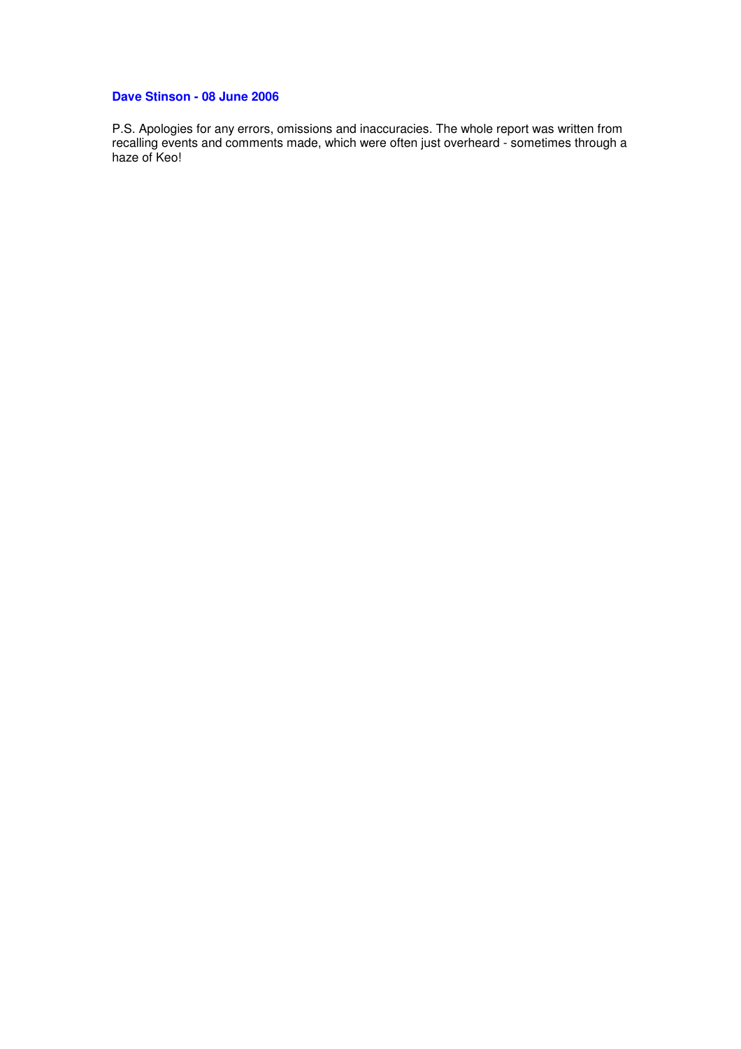**Dave Stinson - 08 June 2006**

P.S. Apologies for any errors, omissions and inaccuracies. The whole report was written from recalling events and comments made, which were often just overheard - sometimes through a haze of Keo!